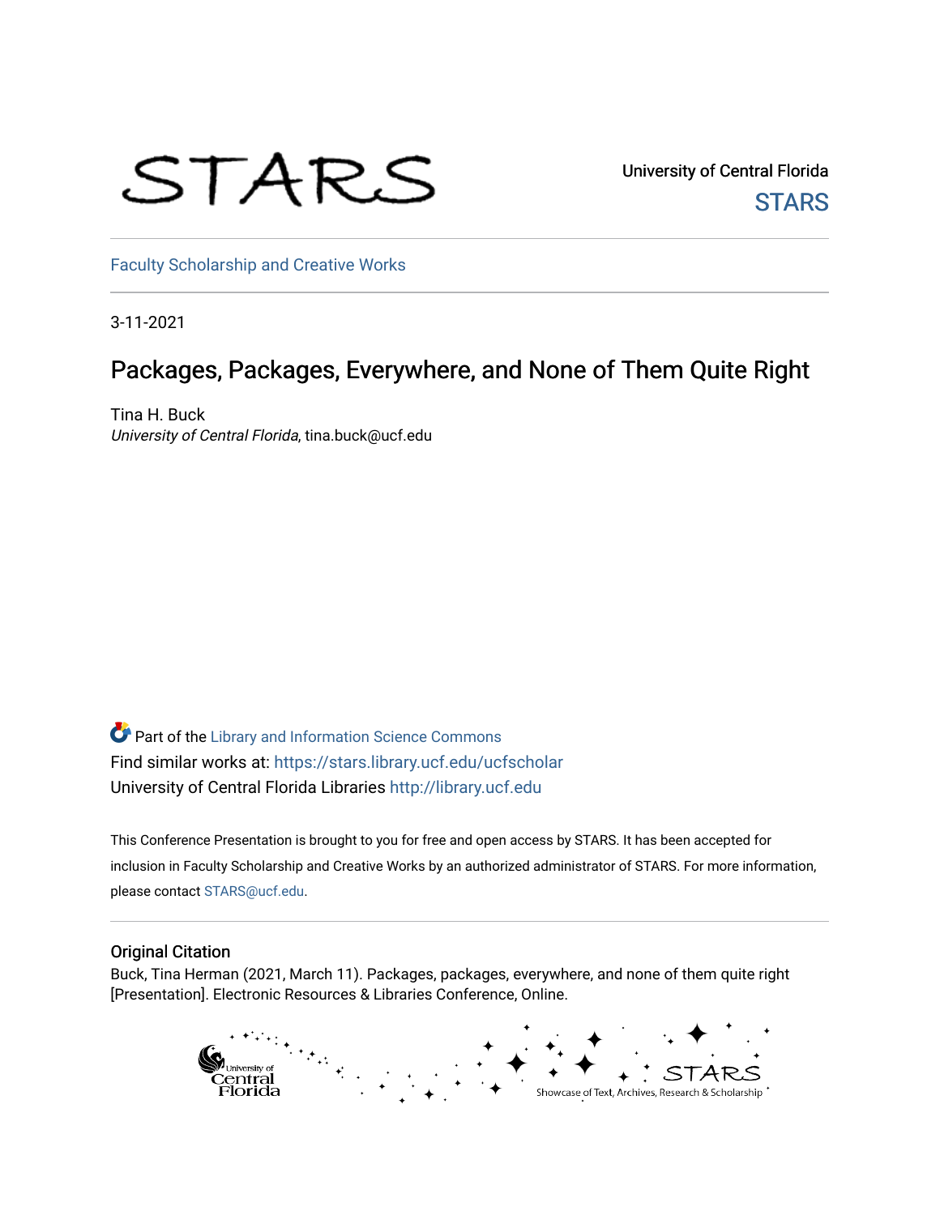STARS

University of Central Florida
STARS

Faculty Scholarship and Creative Works

3-11-2021

# Packages, Packages, Everywhere, and None of Them Quite Right

Tina H. Buck
*University of Central Florida*, tina.buck@ucf.edu

Part of the Library and Information Science Commons
Find similar works at: https://stars.library.ucf.edu/ucfscholar
University of Central Florida Libraries http://library.ucf.edu

This Conference Presentation is brought to you for free and open access by STARS. It has been accepted for inclusion in Faculty Scholarship and Creative Works by an authorized administrator of STARS. For more information, please contact STARS@ucf.edu.

## Original Citation

Buck, Tina Herman (2021, March 11). Packages, packages, everywhere, and none of them quite right [Presentation]. Electronic Resources & Libraries Conference, Online.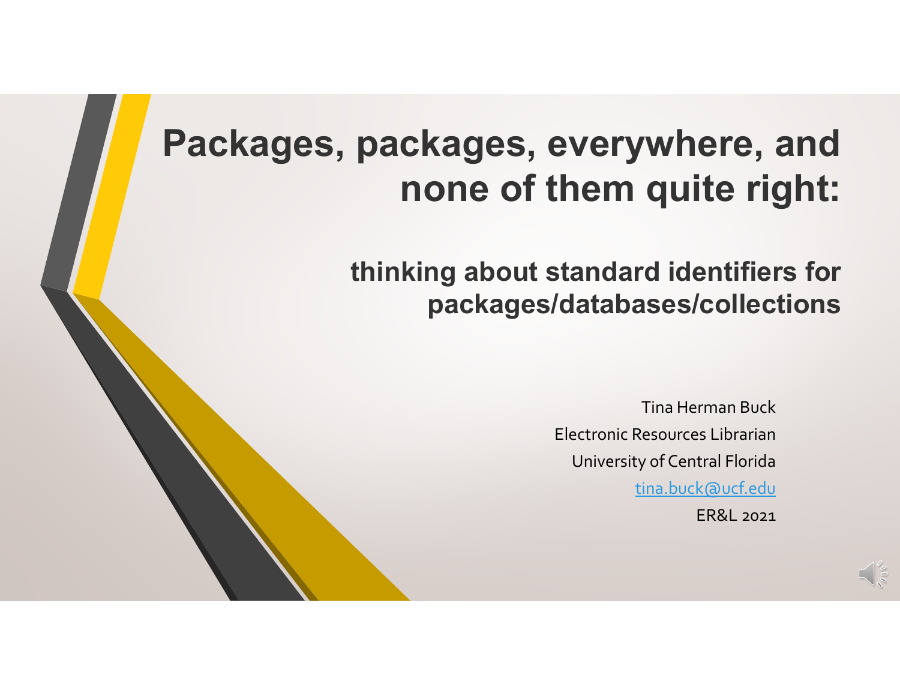# Packages, packages, everywhere, and none of them quite right:

## thinking about standard identifiers for packages/databases/collections

Tina Herman Buck

Electronic Resources Librarian

University of Central Florida

tina.buck@ucf.edu

ER&L 2021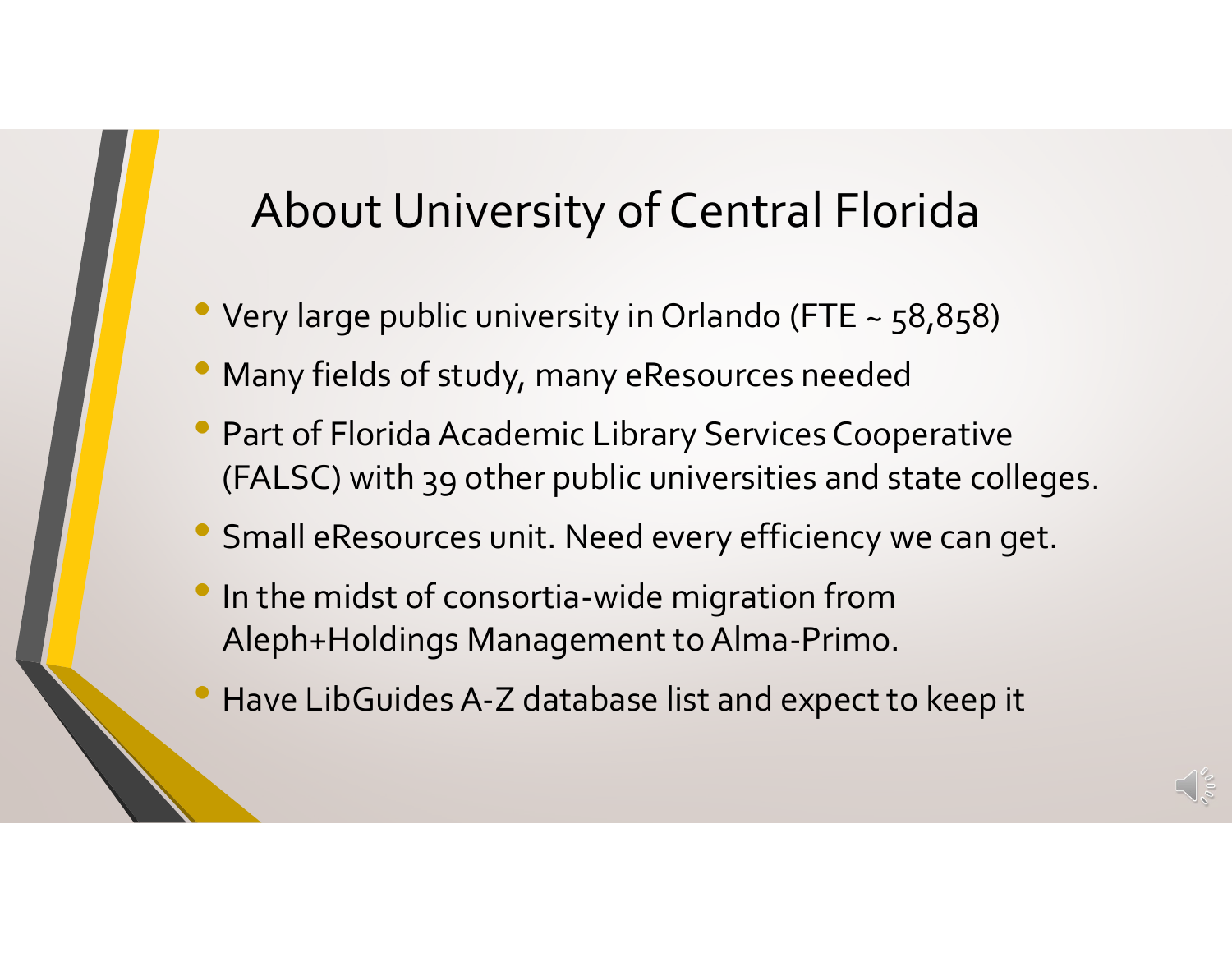# About University of Central Florida

- Very large public university in Orlando (FTE ~ 58,858)
- Many fields of study, many eResources needed
- Part of Florida Academic Library Services Cooperative (FALSC) with 39 other public universities and state colleges.
- Small eResources unit. Need every efficiency we can get.
- In the midst of consortia-wide migration from Aleph+Holdings Management to Alma-Primo.
- Have LibGuides A-Z database list and expect to keep it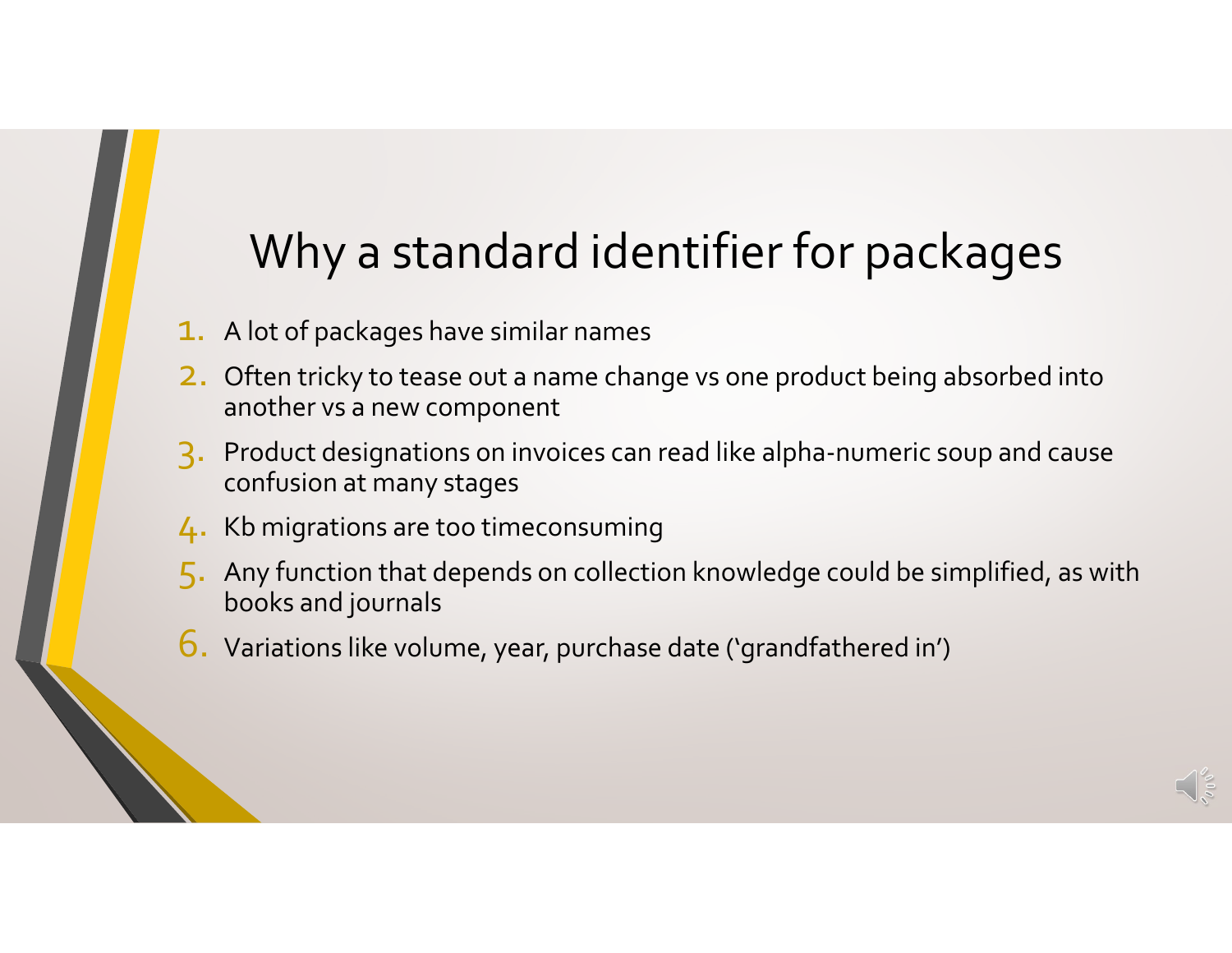# Why a standard identifier for packages

1. A lot of packages have similar names
2. Often tricky to tease out a name change vs one product being absorbed into another vs a new component
3. Product designations on invoices can read like alpha-numeric soup and cause confusion at many stages
4. Kb migrations are too timeconsuming
5. Any function that depends on collection knowledge could be simplified, as with books and journals
6. Variations like volume, year, purchase date (‘grandfathered in’)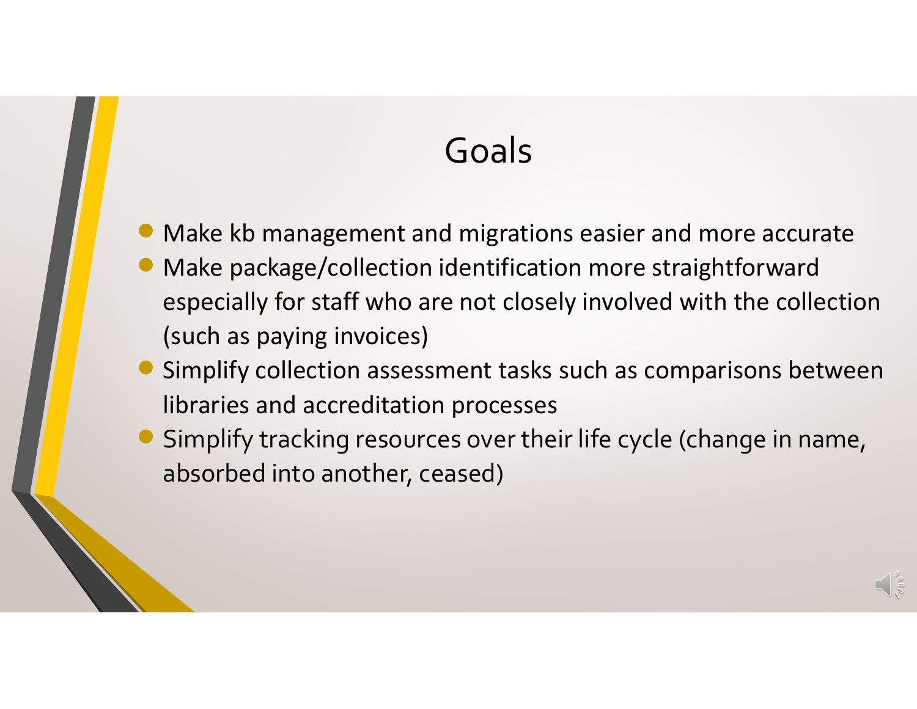# Goals

- Make kb management and migrations easier and more accurate
- Make package/collection identification more straightforward especially for staff who are not closely involved with the collection (such as paying invoices)
- Simplify collection assessment tasks such as comparisons between libraries and accreditation processes
- Simplify tracking resources over their life cycle (change in name, absorbed into another, ceased)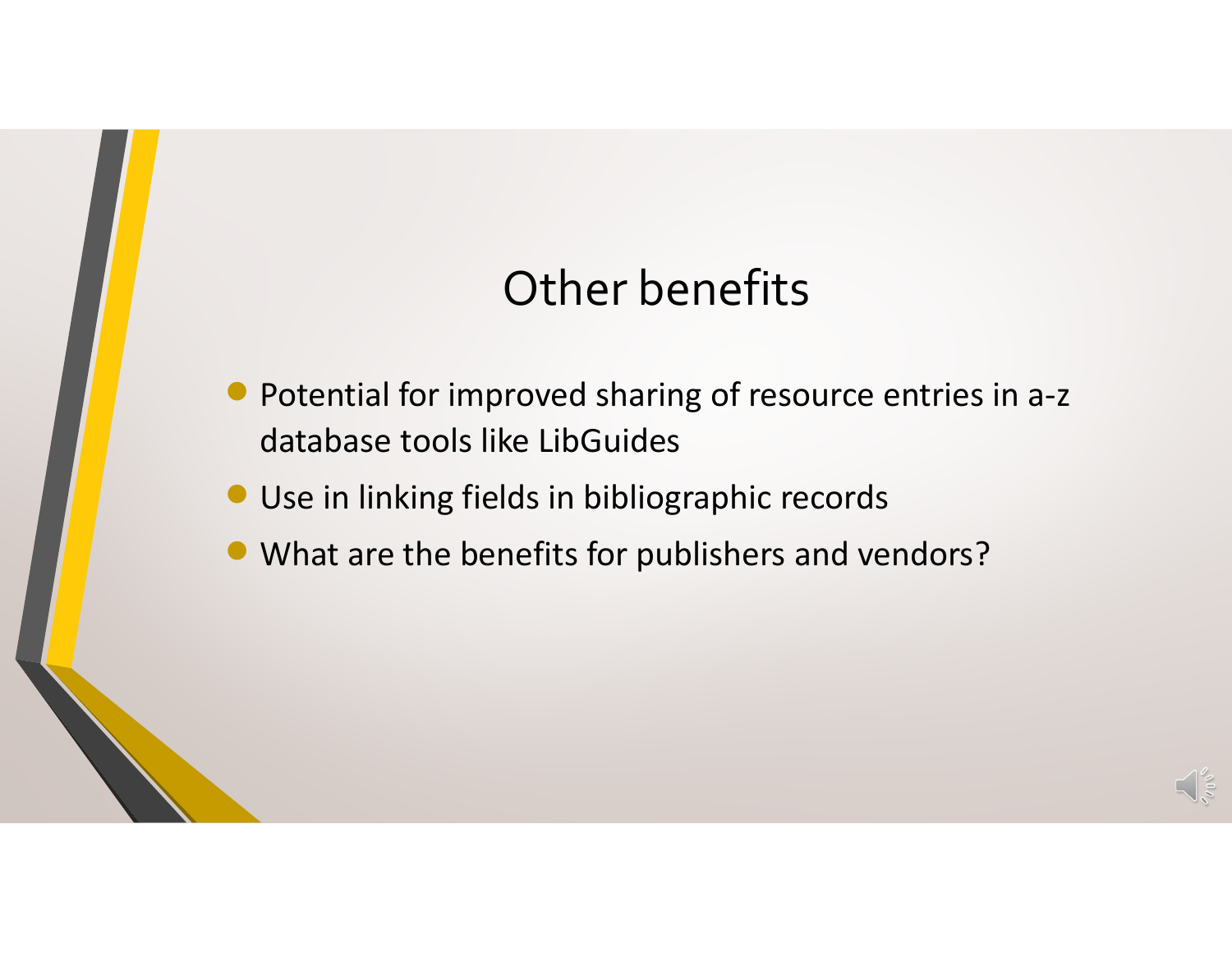# Other benefits

- Potential for improved sharing of resource entries in a-z database tools like LibGuides
- Use in linking fields in bibliographic records
- What are the benefits for publishers and vendors?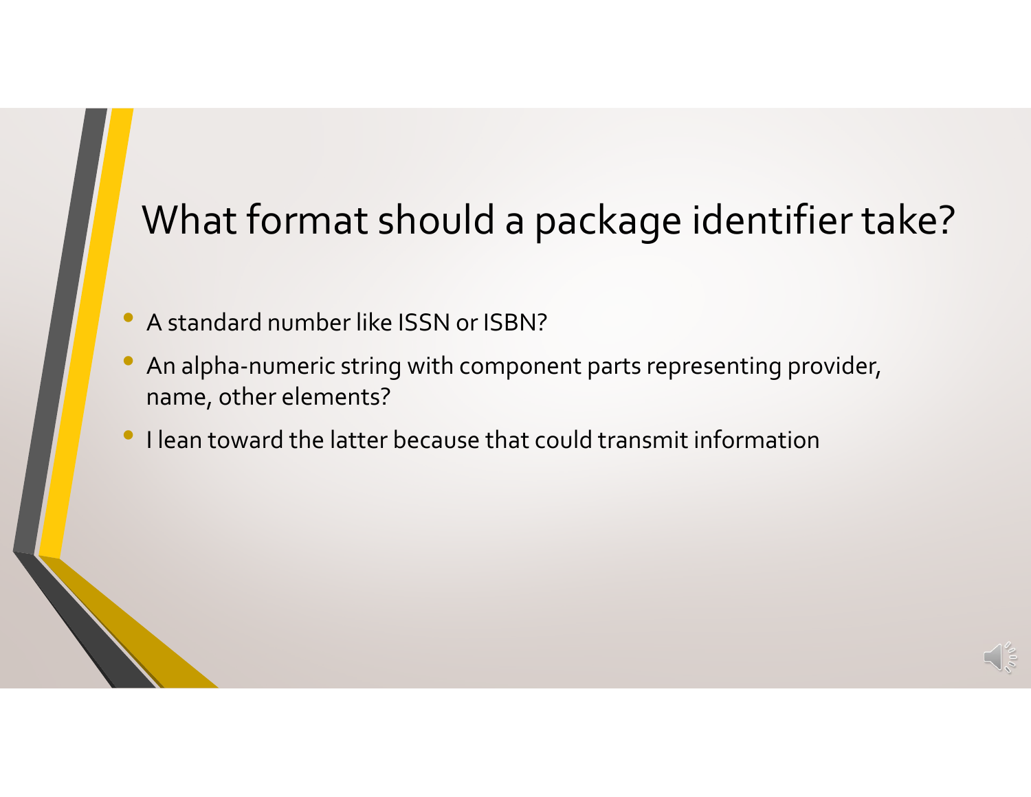# What format should a package identifier take?

- A standard number like ISSN or ISBN?
- An alpha-numeric string with component parts representing provider, name, other elements?
- I lean toward the latter because that could transmit information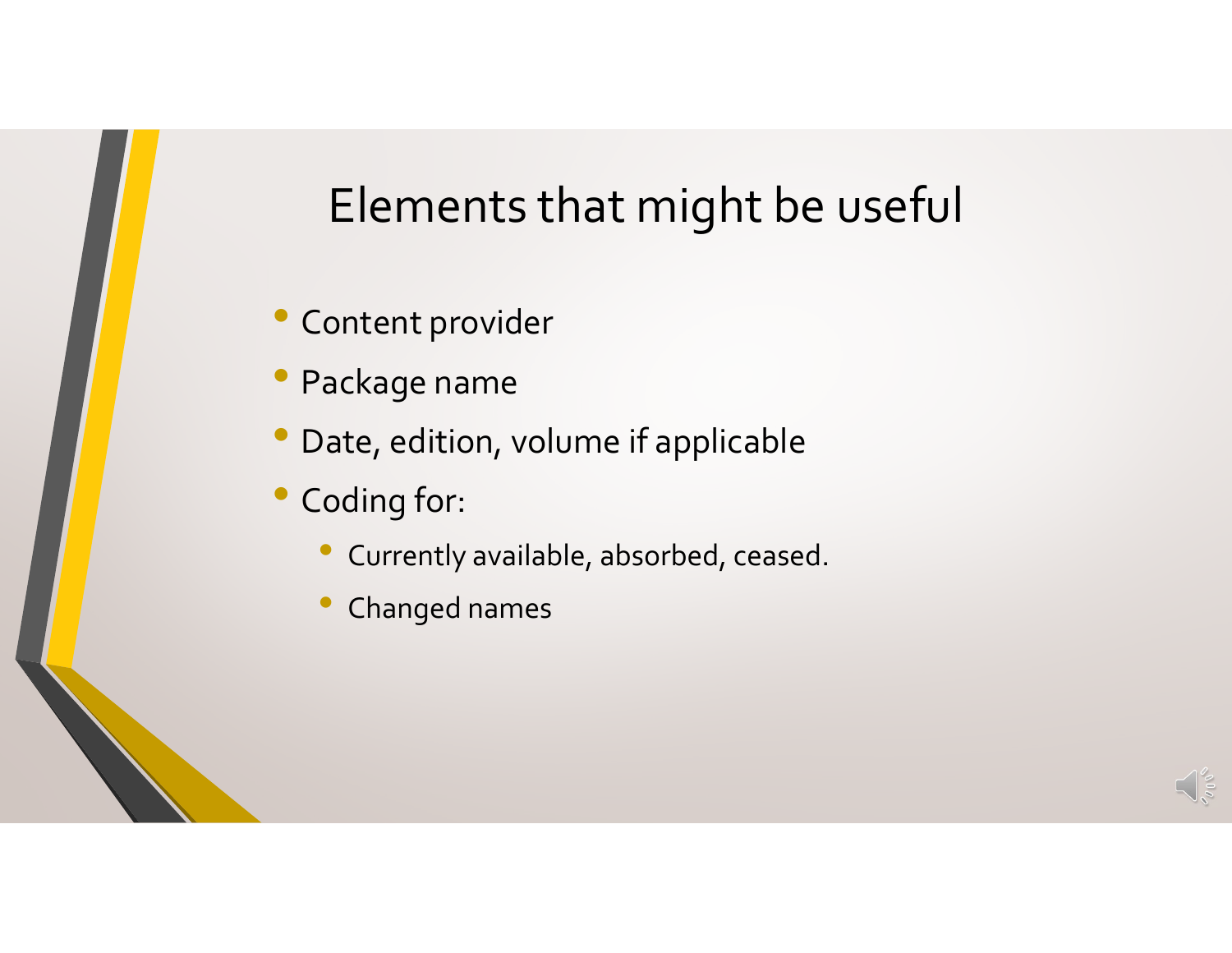# Elements that might be useful

- Content provider
- Package name
- Date, edition, volume if applicable
- Coding for:
  - Currently available, absorbed, ceased.
  - Changed names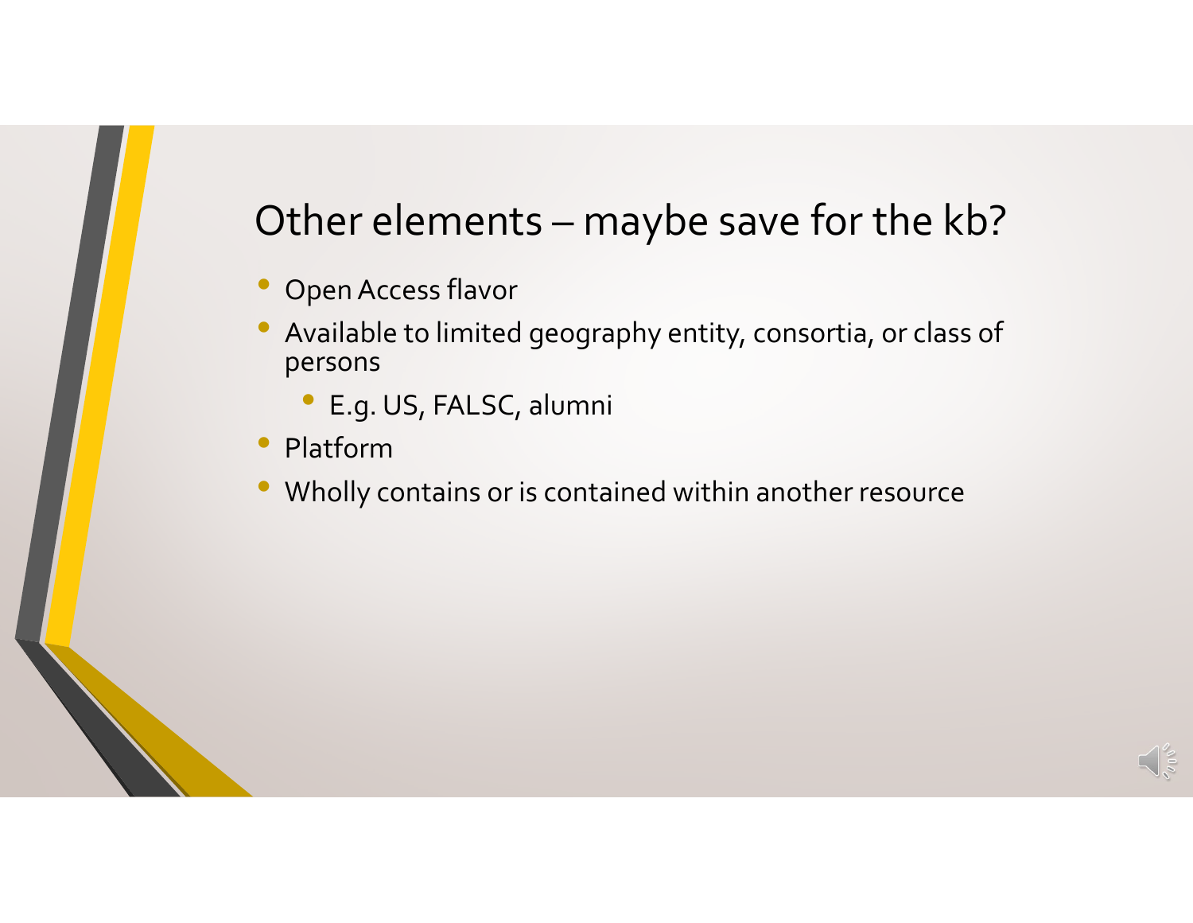## Other elements – maybe save for the kb?

- Open Access flavor
- Available to limited geography entity, consortia, or class of persons
  - E.g. US, FALSC, alumni
- Platform
- Wholly contains or is contained within another resource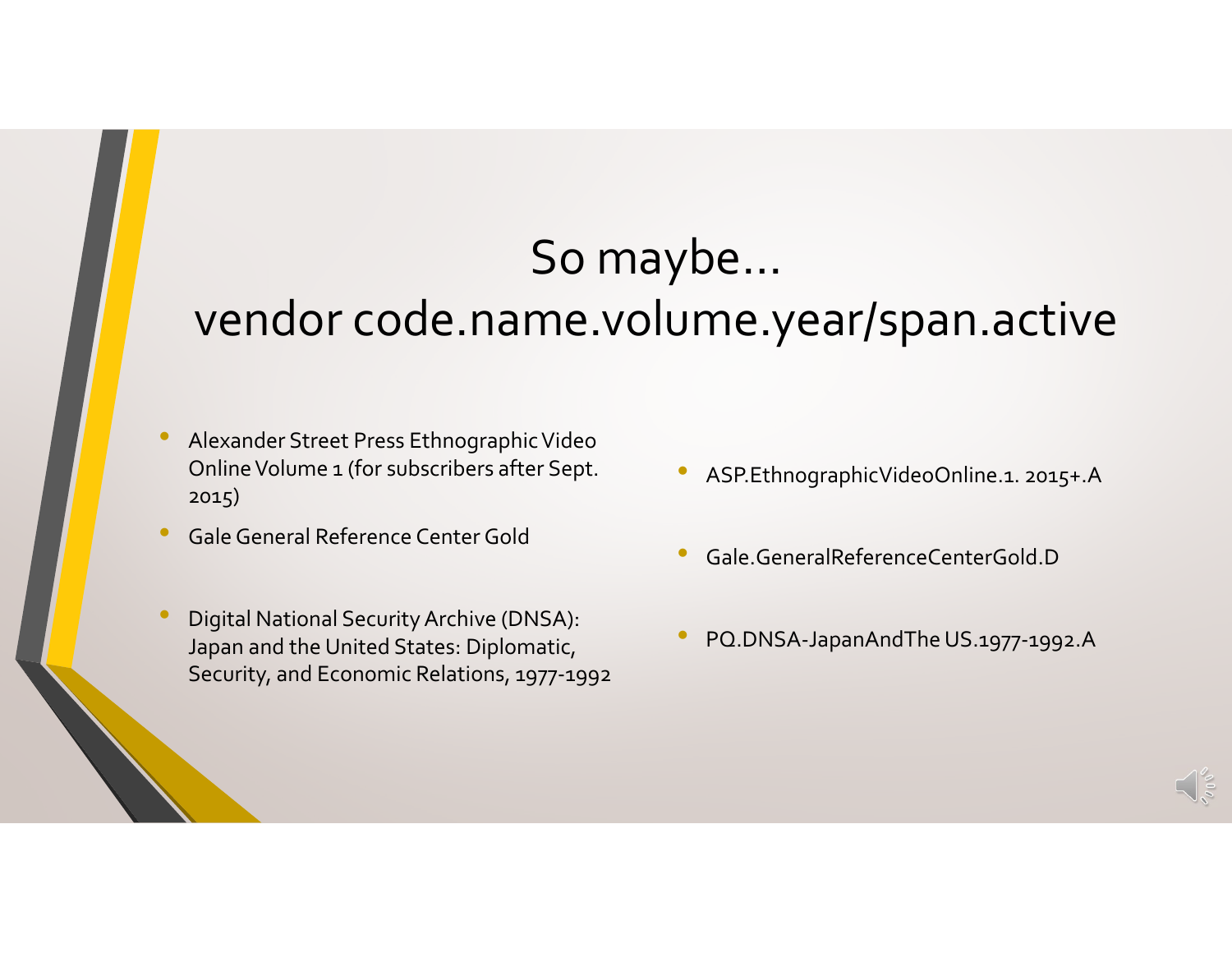# So maybe…
# vendor code.name.volume.year/span.active

- Alexander Street Press Ethnographic Video Online Volume 1 (for subscribers after Sept. 2015)
- Gale General Reference Center Gold
- Digital National Security Archive (DNSA): Japan and the United States: Diplomatic, Security, and Economic Relations, 1977-1992

- ASP.EthnographicVideoOnline.1. 2015+.A
- Gale.GeneralReferenceCenterGold.D
- PQ.DNSA-JapanAndThe US.1977-1992.A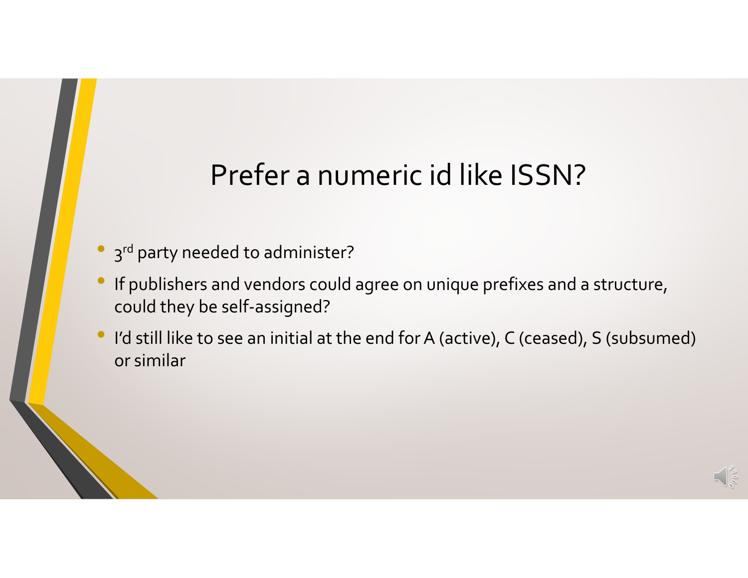# Prefer a numeric id like ISSN?

- 3rd party needed to administer?
- If publishers and vendors could agree on unique prefixes and a structure, could they be self-assigned?
- I'd still like to see an initial at the end for A (active), C (ceased), S (subsumed) or similar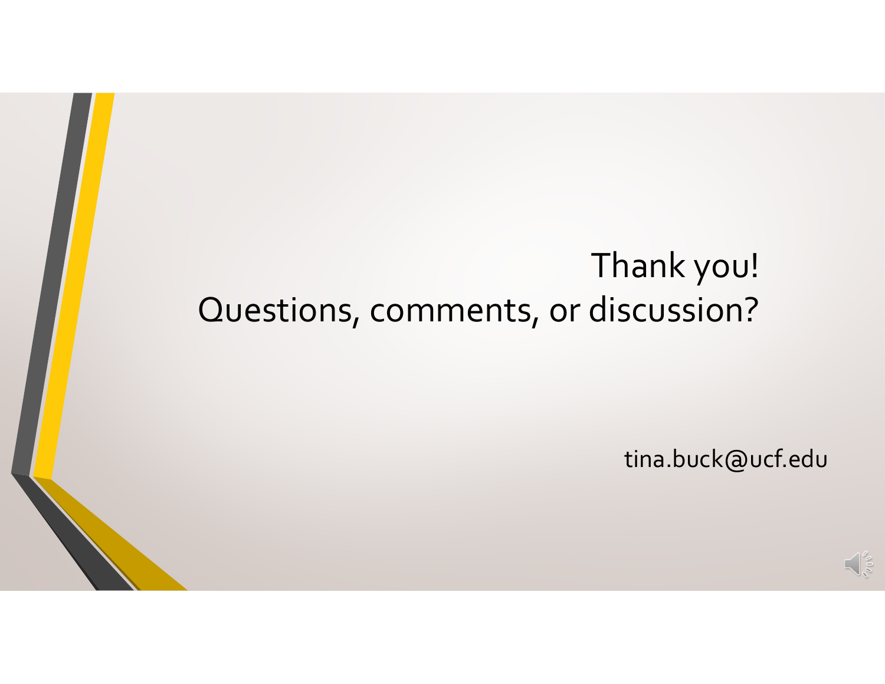# Thank you!
# Questions, comments, or discussion?

tina.buck@ucf.edu